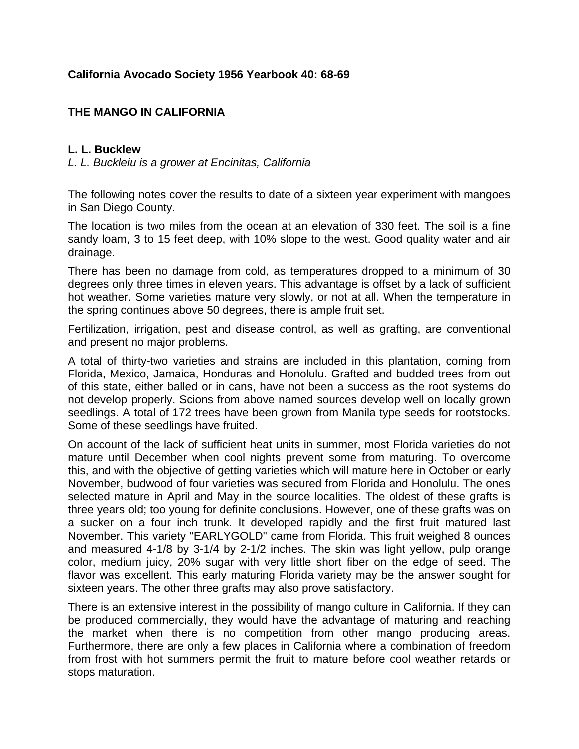**California Avocado Society 1956 Yearbook 40: 68-69**

## THE MANGO IN CALIFORNIA

**L. L. Bucklew**

*L. L. Buckleiu is a grower at Encinitas, California*

The following notes cover the results to date of a sixteen year experiment with mangoes in San Diego County.

The location is two miles from the ocean at an elevation of 330 feet. The soil is a fine sandy loam, 3 to 15 feet deep, with 10% slope to the west. Good quality water and air drainage.

There has been no damage from cold, as temperatures dropped to a minimum of 30 degrees only three times in eleven years. This advantage is offset by a lack of sufficient hot weather. Some varieties mature very slowly, or not at all. When the temperature in the spring continues above 50 degrees, there is ample fruit set.

Fertilization, irrigation, pest and disease control, as well as grafting, are conventional and present no major problems.

A total of thirty-two varieties and strains are included in this plantation, coming from Florida, Mexico, Jamaica, Honduras and Honolulu. Grafted and budded trees from out of this state, either balled or in cans, have not been a success as the root systems do not develop properly. Scions from above named sources develop well on locally grown seedlings. A total of 172 trees have been grown from Manila type seeds for rootstocks. Some of these seedlings have fruited.

On account of the lack of sufficient heat units in summer, most Florida varieties do not mature until December when cool nights prevent some from maturing. To overcome this, and with the objective of getting varieties which will mature here in October or early November, budwood of four varieties was secured from Florida and Honolulu. The ones selected mature in April and May in the source localities. The oldest of these grafts is three years old; too young for definite conclusions. However, one of these grafts was on a sucker on a four inch trunk. It developed rapidly and the first fruit matured last November. This variety "EARLYGOLD" came from Florida. This fruit weighed 8 ounces and measured 4-1/8 by 3-1/4 by 2-1/2 inches. The skin was light yellow, pulp orange color, medium juicy, 20% sugar with very little short fiber on the edge of seed. The flavor was excellent. This early maturing Florida variety may be the answer sought for sixteen years. The other three grafts may also prove satisfactory.

There is an extensive interest in the possibility of mango culture in California. If they can be produced commercially, they would have the advantage of maturing and reaching the market when there is no competition from other mango producing areas. Furthermore, there are only a few places in California where a combination of freedom from frost with hot summers permit the fruit to mature before cool weather retards or stops maturation.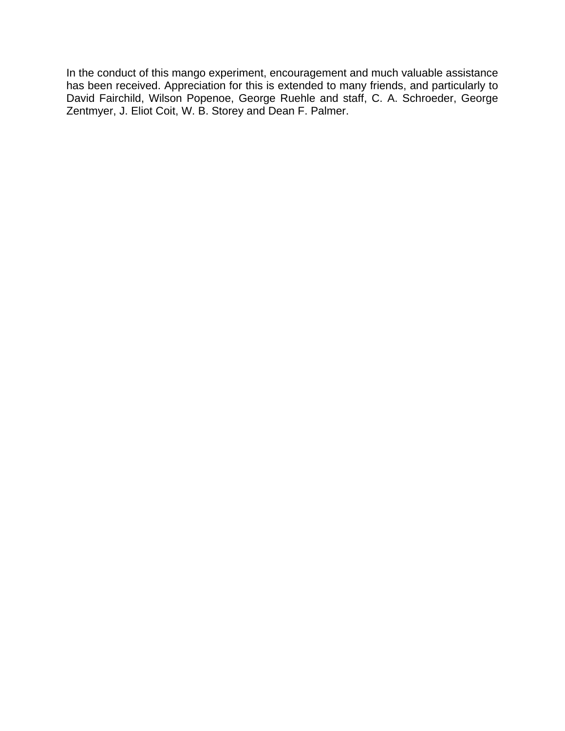In the conduct of this mango experiment, encouragement and much valuable assistance has been received. Appreciation for this is extended to many friends, and particularly to David Fairchild, Wilson Popenoe, George Ruehle and staff, C. A. Schroeder, George Zentmyer, J. Eliot Coit, W. B. Storey and Dean F. Palmer.